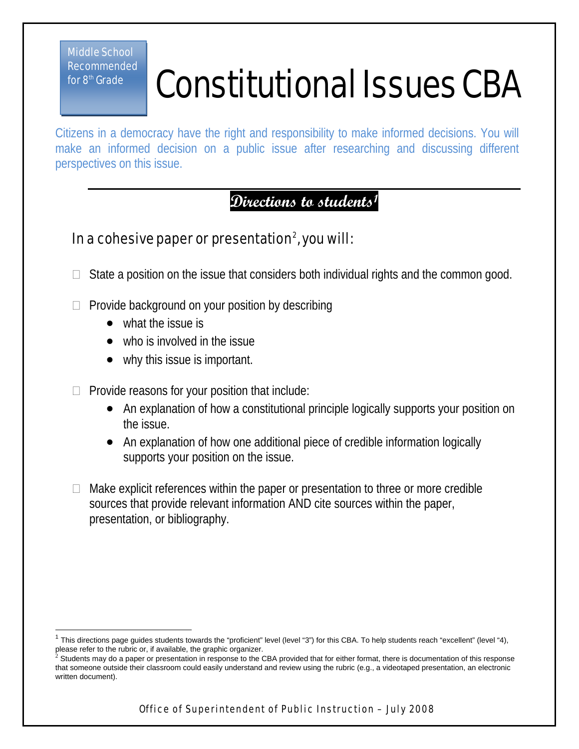Middle School Recommended for 8th Grade

# Constitutional Issues CBA

Citizens in a democracy have the right and responsibility to make informed decisions. You will make an informed decision on a public issue after researching and discussing different perspectives on this issue.

## Directions to students[1]

### In a cohesive paper or presentation[2], you will:

- State a position on the issue that considers both individual rights and the common good.
- Provide background on your position by describing
  - what the issue is
  - who is involved in the issue
  - why this issue is important.
- Provide reasons for your position that include:
  - An explanation of how a constitutional principle logically supports your position on the issue.
  - An explanation of how one additional piece of credible information logically supports your position on the issue.
- Make explicit references within the paper or presentation to three or more credible sources that provide relevant information AND cite sources within the paper, presentation, or bibliography.

---

[1] This directions page guides students towards the "proficient" level (level "3") for this CBA. To help students reach "excellent" (level "4), please refer to the rubric or, if available, the graphic organizer.

[2] Students may do a paper or presentation in response to the CBA provided that for either format, there is documentation of this response that someone outside their classroom could easily understand and review using the rubric (e.g., a videotaped presentation, an electronic written document).

Office of Superintendent of Public Instruction – July 2008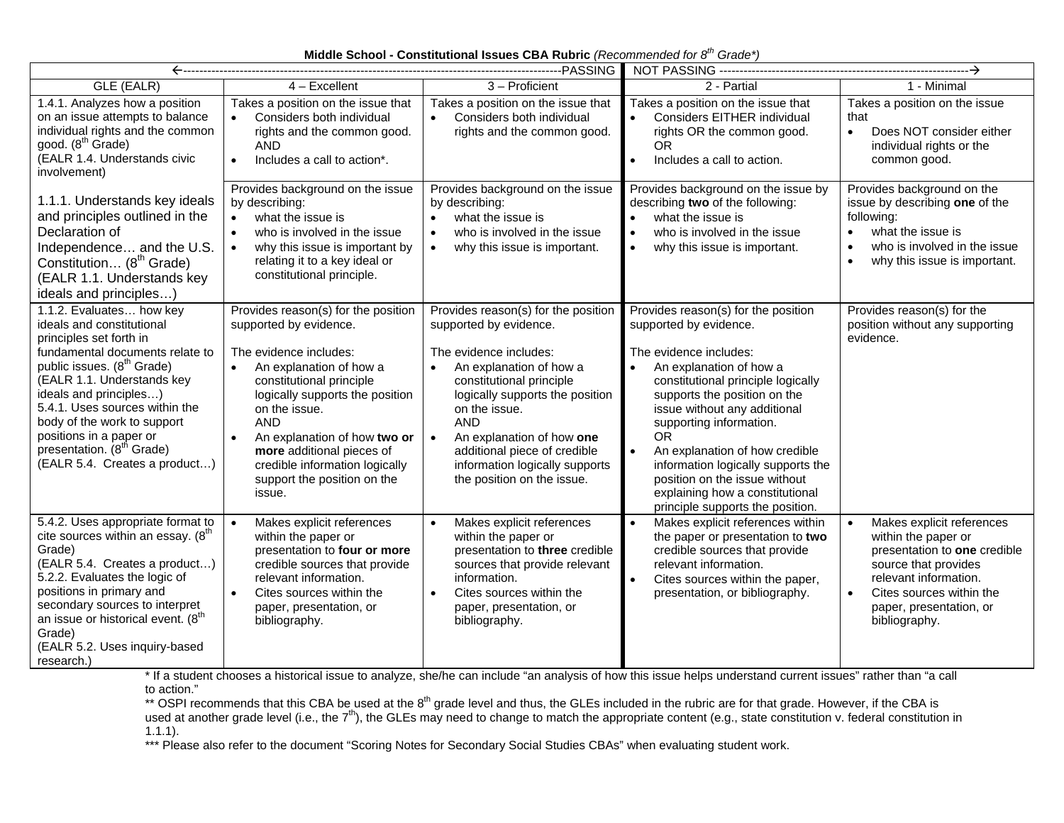**Middle School - Constitutional Issues CBA Rubric** *(Recommended for 8th Grade*)*

| ←------------------------PASSING | | | NOT PASSING ------------------------→ | |
|---|---|---|---|---|
| GLE (EALR) | 4 – Excellent | 3 – Proficient | 2 - Partial | 1 - Minimal |
| 1.4.1. Analyzes how a position on an issue attempts to balance individual rights and the common good. (8th Grade) (EALR 1.4. Understands civic involvement) | Takes a position on the issue that • Considers both individual rights and the common good. AND • Includes a call to action*. | Takes a position on the issue that • Considers both individual rights and the common good. | Takes a position on the issue that • Considers EITHER individual rights OR the common good. OR • Includes a call to action. | Takes a position on the issue that • Does NOT consider either individual rights or the common good. |
| 1.1.1. Understands key ideals and principles outlined in the Declaration of Independence… and the U.S. Constitution… (8th Grade) (EALR 1.1. Understands key ideals and principles…) | Provides background on the issue by describing: • what the issue is • who is involved in the issue • why this issue is important by relating it to a key ideal or constitutional principle. | Provides background on the issue by describing: • what the issue is • who is involved in the issue • why this issue is important. | Provides background on the issue by describing **two** of the following: • what the issue is • who is involved in the issue • why this issue is important. | Provides background on the issue by describing **one** of the following: • what the issue is • who is involved in the issue • why this issue is important. |
| 1.1.2. Evaluates… how key ideals and constitutional principles set forth in fundamental documents relate to public issues. (8th Grade) (EALR 1.1. Understands key ideals and principles…) 5.4.1. Uses sources within the body of the work to support positions in a paper or presentation. (8th Grade) (EALR 5.4. Creates a product…) | Provides reason(s) for the position supported by evidence. The evidence includes: • An explanation of how a constitutional principle logically supports the position on the issue. AND • An explanation of how **two or more** additional pieces of credible information logically support the position on the issue. | Provides reason(s) for the position supported by evidence. The evidence includes: • An explanation of how a constitutional principle logically supports the position on the issue. AND • An explanation of how **one** additional piece of credible information logically supports the position on the issue. | Provides reason(s) for the position supported by evidence. The evidence includes: • An explanation of how a constitutional principle logically supports the position on the issue without any additional supporting information. OR • An explanation of how credible information logically supports the position on the issue without explaining how a constitutional principle supports the position. | Provides reason(s) for the position without any supporting evidence. |
| 5.4.2. Uses appropriate format to cite sources within an essay. (8th Grade) (EALR 5.4. Creates a product…) 5.2.2. Evaluates the logic of positions in primary and secondary sources to interpret an issue or historical event. (8th Grade) (EALR 5.2. Uses inquiry-based research.) | • Makes explicit references within the paper or presentation to **four or more** credible sources that provide relevant information. • Cites sources within the paper, presentation, or bibliography. | • Makes explicit references within the paper or presentation to **three** credible sources that provide relevant information. • Cites sources within the paper, presentation, or bibliography. | • Makes explicit references within the paper or presentation to **two** credible sources that provide relevant information. • Cites sources within the paper, presentation, or bibliography. | • Makes explicit references within the paper or presentation to **one** credible source that provides relevant information. • Cites sources within the paper, presentation, or bibliography. |

* If a student chooses a historical issue to analyze, she/he can include "an analysis of how this issue helps understand current issues" rather than "a call to action."

** OSPI recommends that this CBA be used at the 8th grade level and thus, the GLEs included in the rubric are for that grade. However, if the CBA is used at another grade level (i.e., the 7th), the GLEs may need to change to match the appropriate content (e.g., state constitution v. federal constitution in 1.1.1).

*** Please also refer to the document "Scoring Notes for Secondary Social Studies CBAs" when evaluating student work.